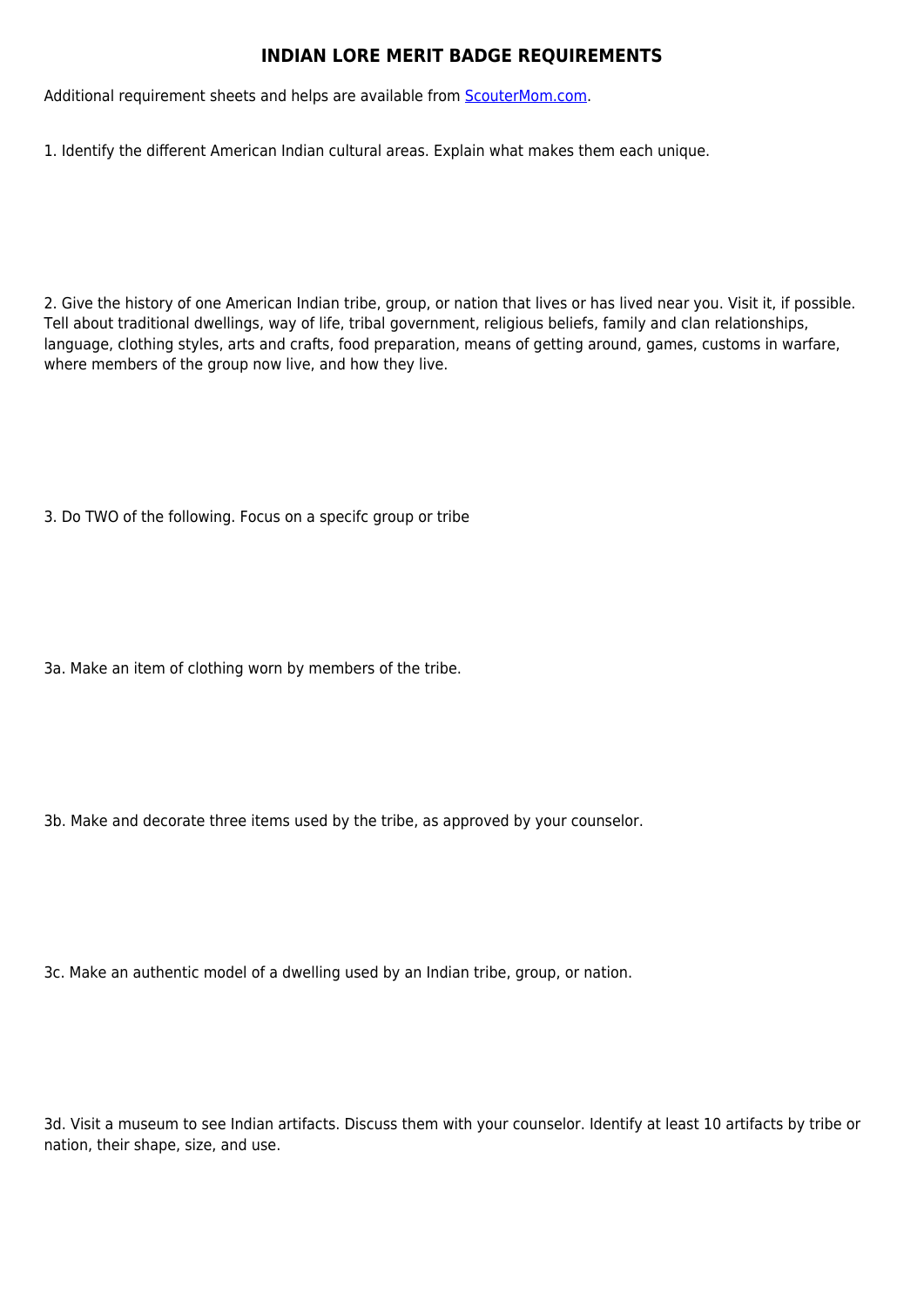# INDIAN LORE MERIT BADGE REQUIREMENTS

Additional requirement sheets and helps are available from [ScouterMom.com](ScouterMom.com).

1. Identify the different American Indian cultural areas. Explain what makes them each unique.

2. Give the history of one American Indian tribe, group, or nation that lives or has lived near you. Visit it, if possible. Tell about traditional dwellings, way of life, tribal government, religious beliefs, family and clan relationships, language, clothing styles, arts and crafts, food preparation, means of getting around, games, customs in warfare, where members of the group now live, and how they live.

3. Do TWO of the following. Focus on a specifc group or tribe

3a. Make an item of clothing worn by members of the tribe.

3b. Make and decorate three items used by the tribe, as approved by your counselor.

3c. Make an authentic model of a dwelling used by an Indian tribe, group, or nation.

3d. Visit a museum to see Indian artifacts. Discuss them with your counselor. Identify at least 10 artifacts by tribe or nation, their shape, size, and use.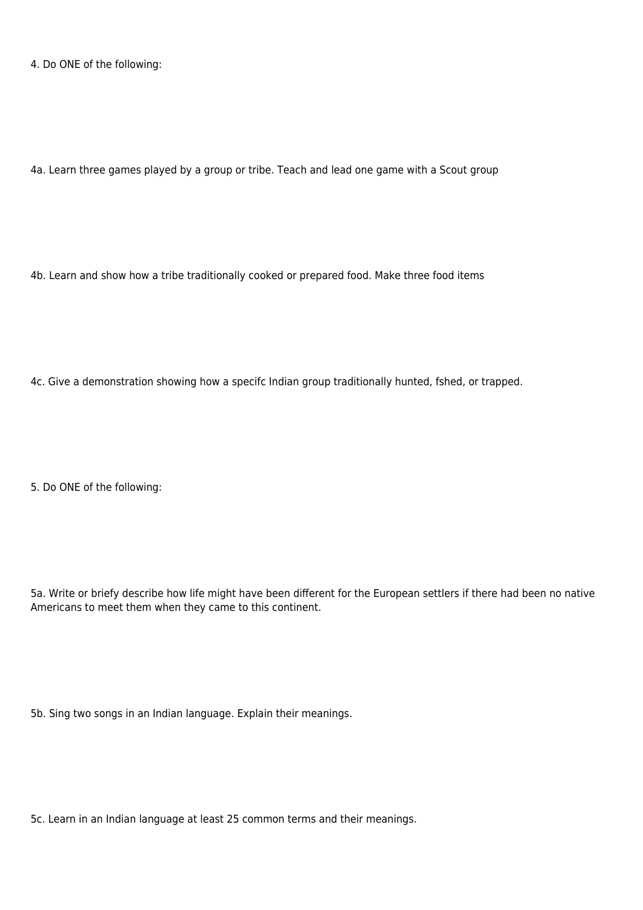4. Do ONE of the following:

4a. Learn three games played by a group or tribe. Teach and lead one game with a Scout group

4b. Learn and show how a tribe traditionally cooked or prepared food. Make three food items

4c. Give a demonstration showing how a specifc Indian group traditionally hunted, fshed, or trapped.

5. Do ONE of the following:

5a. Write or briefy describe how life might have been different for the European settlers if there had been no native Americans to meet them when they came to this continent.

5b. Sing two songs in an Indian language. Explain their meanings.

5c. Learn in an Indian language at least 25 common terms and their meanings.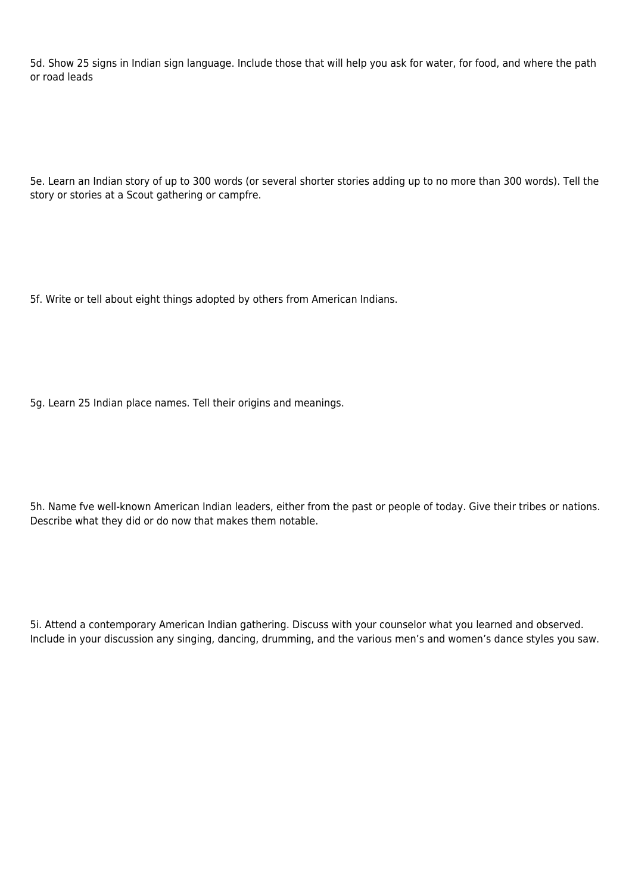5d. Show 25 signs in Indian sign language. Include those that will help you ask for water, for food, and where the path or road leads

5e. Learn an Indian story of up to 300 words (or several shorter stories adding up to no more than 300 words). Tell the story or stories at a Scout gathering or campfre.

5f. Write or tell about eight things adopted by others from American Indians.

5g. Learn 25 Indian place names. Tell their origins and meanings.

5h. Name fve well-known American Indian leaders, either from the past or people of today. Give their tribes or nations. Describe what they did or do now that makes them notable.

5i. Attend a contemporary American Indian gathering. Discuss with your counselor what you learned and observed. Include in your discussion any singing, dancing, drumming, and the various men's and women's dance styles you saw.